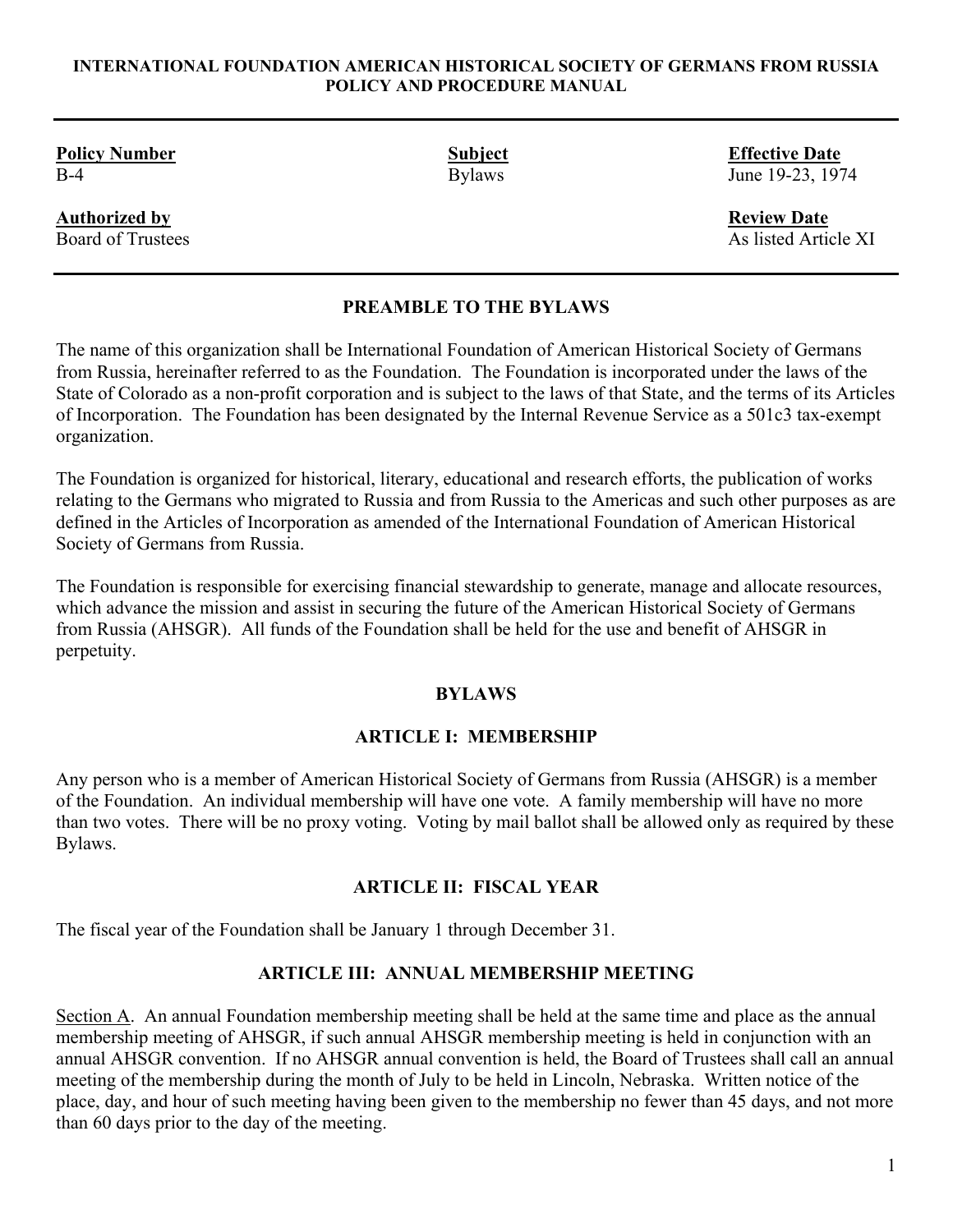**INTERNATIONAL FOUNDATION AMERICAN HISTORICAL SOCIETY OF GERMANS FROM RUSSIA POLICY AND PROCEDURE MANUAL**

| **Policy Number** | **Subject** | **Effective Date** |
|---|---|---|
| B-4 | Bylaws | June 19-23, 1974 |
| **Authorized by** | | **Review Date** |
| Board of Trustees | | As listed Article XI |

## PREAMBLE TO THE BYLAWS

The name of this organization shall be International Foundation of American Historical Society of Germans from Russia, hereinafter referred to as the Foundation. The Foundation is incorporated under the laws of the State of Colorado as a non-profit corporation and is subject to the laws of that State, and the terms of its Articles of Incorporation. The Foundation has been designated by the Internal Revenue Service as a 501c3 tax-exempt organization.

The Foundation is organized for historical, literary, educational and research efforts, the publication of works relating to the Germans who migrated to Russia and from Russia to the Americas and such other purposes as are defined in the Articles of Incorporation as amended of the International Foundation of American Historical Society of Germans from Russia.

The Foundation is responsible for exercising financial stewardship to generate, manage and allocate resources, which advance the mission and assist in securing the future of the American Historical Society of Germans from Russia (AHSGR). All funds of the Foundation shall be held for the use and benefit of AHSGR in perpetuity.

## BYLAWS

### ARTICLE I: MEMBERSHIP

Any person who is a member of American Historical Society of Germans from Russia (AHSGR) is a member of the Foundation. An individual membership will have one vote. A family membership will have no more than two votes. There will be no proxy voting. Voting by mail ballot shall be allowed only as required by these Bylaws.

### ARTICLE II: FISCAL YEAR

The fiscal year of the Foundation shall be January 1 through December 31.

### ARTICLE III: ANNUAL MEMBERSHIP MEETING

Section A. An annual Foundation membership meeting shall be held at the same time and place as the annual membership meeting of AHSGR, if such annual AHSGR membership meeting is held in conjunction with an annual AHSGR convention. If no AHSGR annual convention is held, the Board of Trustees shall call an annual meeting of the membership during the month of July to be held in Lincoln, Nebraska. Written notice of the place, day, and hour of such meeting having been given to the membership no fewer than 45 days, and not more than 60 days prior to the day of the meeting.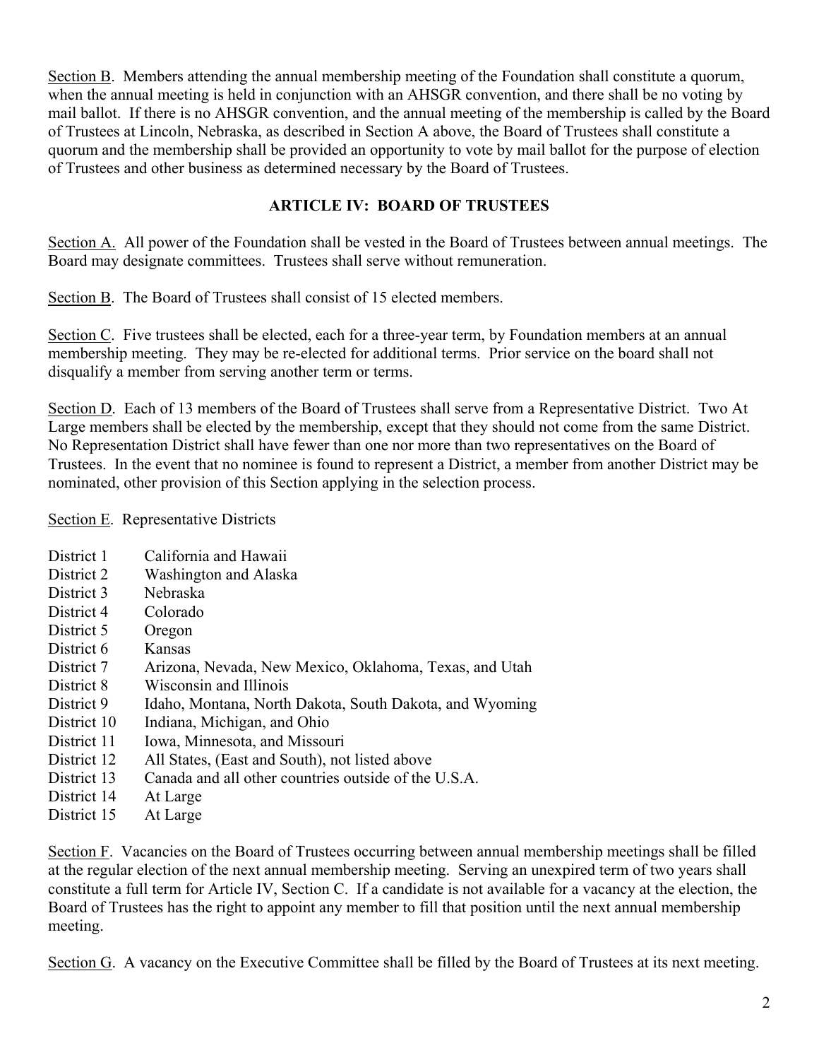Section B. Members attending the annual membership meeting of the Foundation shall constitute a quorum, when the annual meeting is held in conjunction with an AHSGR convention, and there shall be no voting by mail ballot. If there is no AHSGR convention, and the annual meeting of the membership is called by the Board of Trustees at Lincoln, Nebraska, as described in Section A above, the Board of Trustees shall constitute a quorum and the membership shall be provided an opportunity to vote by mail ballot for the purpose of election of Trustees and other business as determined necessary by the Board of Trustees.

## ARTICLE IV: BOARD OF TRUSTEES

Section A. All power of the Foundation shall be vested in the Board of Trustees between annual meetings. The Board may designate committees. Trustees shall serve without remuneration.

Section B. The Board of Trustees shall consist of 15 elected members.

Section C. Five trustees shall be elected, each for a three-year term, by Foundation members at an annual membership meeting. They may be re-elected for additional terms. Prior service on the board shall not disqualify a member from serving another term or terms.

Section D. Each of 13 members of the Board of Trustees shall serve from a Representative District. Two At Large members shall be elected by the membership, except that they should not come from the same District. No Representation District shall have fewer than one nor more than two representatives on the Board of Trustees. In the event that no nominee is found to represent a District, a member from another District may be nominated, other provision of this Section applying in the selection process.

Section E. Representative Districts

| | |
|---|---|
| District 1 | California and Hawaii |
| District 2 | Washington and Alaska |
| District 3 | Nebraska |
| District 4 | Colorado |
| District 5 | Oregon |
| District 6 | Kansas |
| District 7 | Arizona, Nevada, New Mexico, Oklahoma, Texas, and Utah |
| District 8 | Wisconsin and Illinois |
| District 9 | Idaho, Montana, North Dakota, South Dakota, and Wyoming |
| District 10 | Indiana, Michigan, and Ohio |
| District 11 | Iowa, Minnesota, and Missouri |
| District 12 | All States, (East and South), not listed above |
| District 13 | Canada and all other countries outside of the U.S.A. |
| District 14 | At Large |
| District 15 | At Large |

Section F. Vacancies on the Board of Trustees occurring between annual membership meetings shall be filled at the regular election of the next annual membership meeting. Serving an unexpired term of two years shall constitute a full term for Article IV, Section C. If a candidate is not available for a vacancy at the election, the Board of Trustees has the right to appoint any member to fill that position until the next annual membership meeting.

Section G. A vacancy on the Executive Committee shall be filled by the Board of Trustees at its next meeting.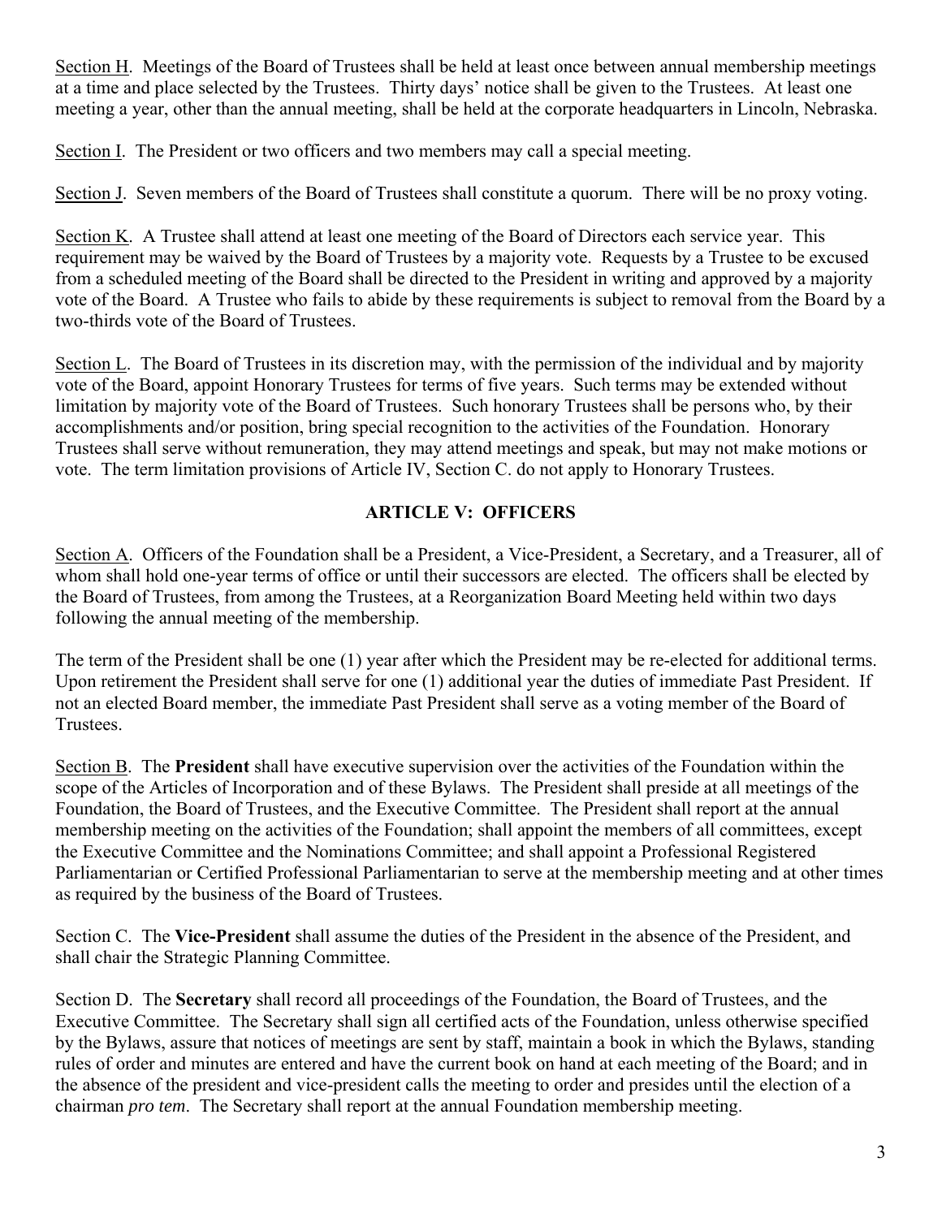<u>Section H</u>. Meetings of the Board of Trustees shall be held at least once between annual membership meetings at a time and place selected by the Trustees. Thirty days' notice shall be given to the Trustees. At least one meeting a year, other than the annual meeting, shall be held at the corporate headquarters in Lincoln, Nebraska.

<u>Section I</u>. The President or two officers and two members may call a special meeting.

<u>Section J</u>. Seven members of the Board of Trustees shall constitute a quorum. There will be no proxy voting.

<u>Section K</u>. A Trustee shall attend at least one meeting of the Board of Directors each service year. This requirement may be waived by the Board of Trustees by a majority vote. Requests by a Trustee to be excused from a scheduled meeting of the Board shall be directed to the President in writing and approved by a majority vote of the Board. A Trustee who fails to abide by these requirements is subject to removal from the Board by a two-thirds vote of the Board of Trustees.

<u>Section L</u>. The Board of Trustees in its discretion may, with the permission of the individual and by majority vote of the Board, appoint Honorary Trustees for terms of five years. Such terms may be extended without limitation by majority vote of the Board of Trustees. Such honorary Trustees shall be persons who, by their accomplishments and/or position, bring special recognition to the activities of the Foundation. Honorary Trustees shall serve without remuneration, they may attend meetings and speak, but may not make motions or vote. The term limitation provisions of Article IV, Section C. do not apply to Honorary Trustees.

## ARTICLE V: OFFICERS

<u>Section A</u>. Officers of the Foundation shall be a President, a Vice-President, a Secretary, and a Treasurer, all of whom shall hold one-year terms of office or until their successors are elected. The officers shall be elected by the Board of Trustees, from among the Trustees, at a Reorganization Board Meeting held within two days following the annual meeting of the membership.

The term of the President shall be one (1) year after which the President may be re-elected for additional terms. Upon retirement the President shall serve for one (1) additional year the duties of immediate Past President. If not an elected Board member, the immediate Past President shall serve as a voting member of the Board of Trustees.

<u>Section B</u>. The **President** shall have executive supervision over the activities of the Foundation within the scope of the Articles of Incorporation and of these Bylaws. The President shall preside at all meetings of the Foundation, the Board of Trustees, and the Executive Committee. The President shall report at the annual membership meeting on the activities of the Foundation; shall appoint the members of all committees, except the Executive Committee and the Nominations Committee; and shall appoint a Professional Registered Parliamentarian or Certified Professional Parliamentarian to serve at the membership meeting and at other times as required by the business of the Board of Trustees.

Section C. The **Vice-President** shall assume the duties of the President in the absence of the President, and shall chair the Strategic Planning Committee.

Section D. The **Secretary** shall record all proceedings of the Foundation, the Board of Trustees, and the Executive Committee. The Secretary shall sign all certified acts of the Foundation, unless otherwise specified by the Bylaws, assure that notices of meetings are sent by staff, maintain a book in which the Bylaws, standing rules of order and minutes are entered and have the current book on hand at each meeting of the Board; and in the absence of the president and vice-president calls the meeting to order and presides until the election of a chairman *pro tem*. The Secretary shall report at the annual Foundation membership meeting.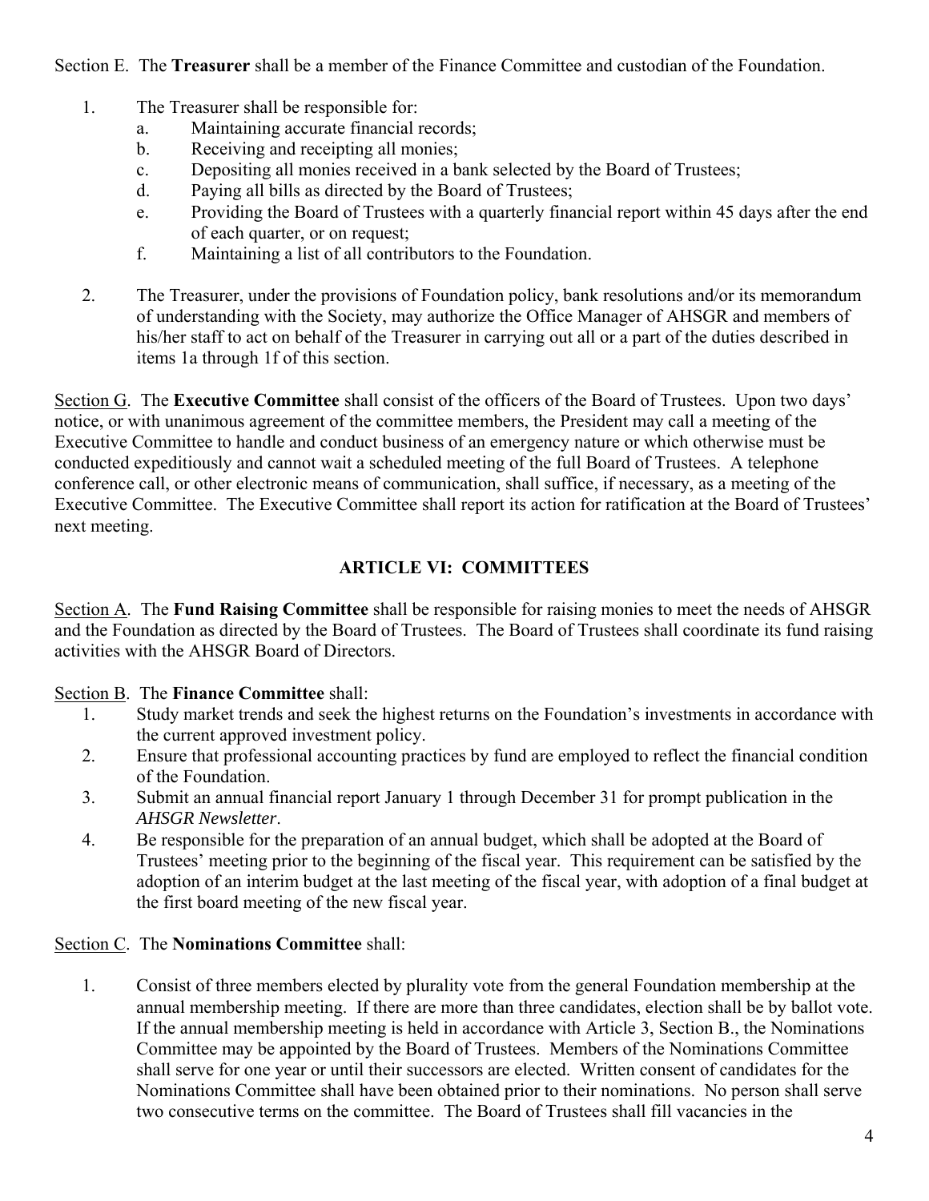Section E. The **Treasurer** shall be a member of the Finance Committee and custodian of the Foundation.

1. The Treasurer shall be responsible for:
   a. Maintaining accurate financial records;
   b. Receiving and receipting all monies;
   c. Depositing all monies received in a bank selected by the Board of Trustees;
   d. Paying all bills as directed by the Board of Trustees;
   e. Providing the Board of Trustees with a quarterly financial report within 45 days after the end of each quarter, or on request;
   f. Maintaining a list of all contributors to the Foundation.

2. The Treasurer, under the provisions of Foundation policy, bank resolutions and/or its memorandum of understanding with the Society, may authorize the Office Manager of AHSGR and members of his/her staff to act on behalf of the Treasurer in carrying out all or a part of the duties described in items 1a through 1f of this section.

Section G. The **Executive Committee** shall consist of the officers of the Board of Trustees. Upon two days' notice, or with unanimous agreement of the committee members, the President may call a meeting of the Executive Committee to handle and conduct business of an emergency nature or which otherwise must be conducted expeditiously and cannot wait a scheduled meeting of the full Board of Trustees. A telephone conference call, or other electronic means of communication, shall suffice, if necessary, as a meeting of the Executive Committee. The Executive Committee shall report its action for ratification at the Board of Trustees' next meeting.

## ARTICLE VI: COMMITTEES

Section A. The **Fund Raising Committee** shall be responsible for raising monies to meet the needs of AHSGR and the Foundation as directed by the Board of Trustees. The Board of Trustees shall coordinate its fund raising activities with the AHSGR Board of Directors.

Section B. The **Finance Committee** shall:

1. Study market trends and seek the highest returns on the Foundation's investments in accordance with the current approved investment policy.
2. Ensure that professional accounting practices by fund are employed to reflect the financial condition of the Foundation.
3. Submit an annual financial report January 1 through December 31 for prompt publication in the *AHSGR Newsletter*.
4. Be responsible for the preparation of an annual budget, which shall be adopted at the Board of Trustees' meeting prior to the beginning of the fiscal year. This requirement can be satisfied by the adoption of an interim budget at the last meeting of the fiscal year, with adoption of a final budget at the first board meeting of the new fiscal year.

Section C. The **Nominations Committee** shall:

1. Consist of three members elected by plurality vote from the general Foundation membership at the annual membership meeting. If there are more than three candidates, election shall be by ballot vote. If the annual membership meeting is held in accordance with Article 3, Section B., the Nominations Committee may be appointed by the Board of Trustees. Members of the Nominations Committee shall serve for one year or until their successors are elected. Written consent of candidates for the Nominations Committee shall have been obtained prior to their nominations. No person shall serve two consecutive terms on the committee. The Board of Trustees shall fill vacancies in the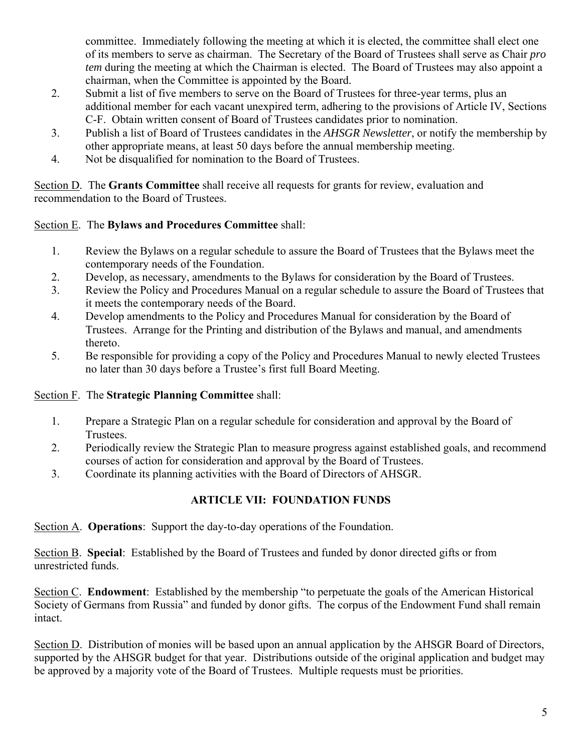committee. Immediately following the meeting at which it is elected, the committee shall elect one of its members to serve as chairman. The Secretary of the Board of Trustees shall serve as Chair *pro tem* during the meeting at which the Chairman is elected. The Board of Trustees may also appoint a chairman, when the Committee is appointed by the Board.

2. Submit a list of five members to serve on the Board of Trustees for three-year terms, plus an additional member for each vacant unexpired term, adhering to the provisions of Article IV, Sections C-F. Obtain written consent of Board of Trustees candidates prior to nomination.
3. Publish a list of Board of Trustees candidates in the *AHSGR Newsletter*, or notify the membership by other appropriate means, at least 50 days before the annual membership meeting.
4. Not be disqualified for nomination to the Board of Trustees.

Section D. The **Grants Committee** shall receive all requests for grants for review, evaluation and recommendation to the Board of Trustees.

Section E. The **Bylaws and Procedures Committee** shall:

1. Review the Bylaws on a regular schedule to assure the Board of Trustees that the Bylaws meet the contemporary needs of the Foundation.
2. Develop, as necessary, amendments to the Bylaws for consideration by the Board of Trustees.
3. Review the Policy and Procedures Manual on a regular schedule to assure the Board of Trustees that it meets the contemporary needs of the Board.
4. Develop amendments to the Policy and Procedures Manual for consideration by the Board of Trustees. Arrange for the Printing and distribution of the Bylaws and manual, and amendments thereto.
5. Be responsible for providing a copy of the Policy and Procedures Manual to newly elected Trustees no later than 30 days before a Trustee's first full Board Meeting.

Section F. The **Strategic Planning Committee** shall:

1. Prepare a Strategic Plan on a regular schedule for consideration and approval by the Board of Trustees.
2. Periodically review the Strategic Plan to measure progress against established goals, and recommend courses of action for consideration and approval by the Board of Trustees.
3. Coordinate its planning activities with the Board of Directors of AHSGR.

## ARTICLE VII: FOUNDATION FUNDS

Section A. **Operations**: Support the day-to-day operations of the Foundation.

Section B. **Special**: Established by the Board of Trustees and funded by donor directed gifts or from unrestricted funds.

Section C. **Endowment**: Established by the membership "to perpetuate the goals of the American Historical Society of Germans from Russia" and funded by donor gifts. The corpus of the Endowment Fund shall remain intact.

Section D. Distribution of monies will be based upon an annual application by the AHSGR Board of Directors, supported by the AHSGR budget for that year. Distributions outside of the original application and budget may be approved by a majority vote of the Board of Trustees. Multiple requests must be priorities.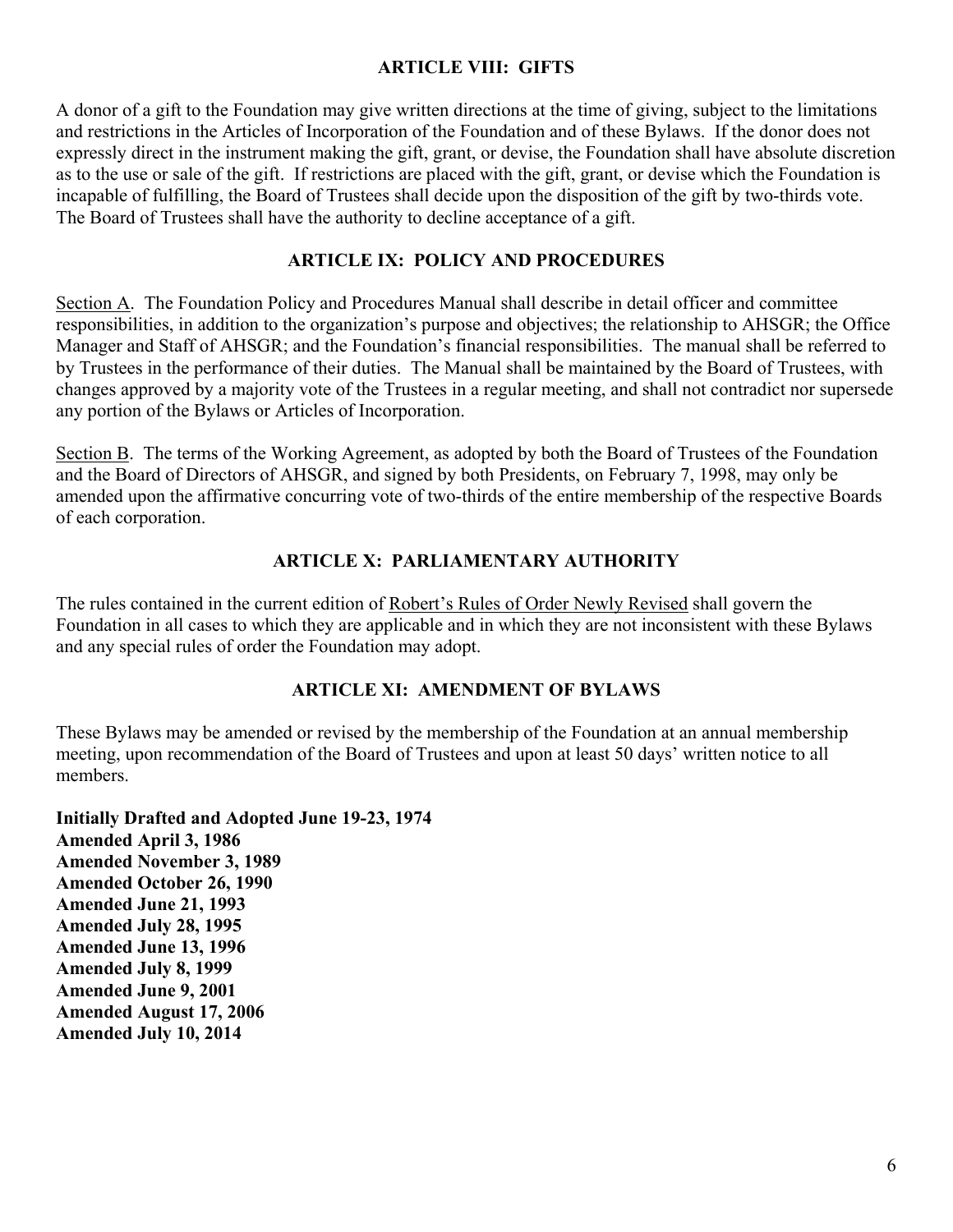## ARTICLE VIII: GIFTS

A donor of a gift to the Foundation may give written directions at the time of giving, subject to the limitations and restrictions in the Articles of Incorporation of the Foundation and of these Bylaws. If the donor does not expressly direct in the instrument making the gift, grant, or devise, the Foundation shall have absolute discretion as to the use or sale of the gift. If restrictions are placed with the gift, grant, or devise which the Foundation is incapable of fulfilling, the Board of Trustees shall decide upon the disposition of the gift by two-thirds vote. The Board of Trustees shall have the authority to decline acceptance of a gift.

## ARTICLE IX: POLICY AND PROCEDURES

Section A. The Foundation Policy and Procedures Manual shall describe in detail officer and committee responsibilities, in addition to the organization's purpose and objectives; the relationship to AHSGR; the Office Manager and Staff of AHSGR; and the Foundation's financial responsibilities. The manual shall be referred to by Trustees in the performance of their duties. The Manual shall be maintained by the Board of Trustees, with changes approved by a majority vote of the Trustees in a regular meeting, and shall not contradict nor supersede any portion of the Bylaws or Articles of Incorporation.

Section B. The terms of the Working Agreement, as adopted by both the Board of Trustees of the Foundation and the Board of Directors of AHSGR, and signed by both Presidents, on February 7, 1998, may only be amended upon the affirmative concurring vote of two-thirds of the entire membership of the respective Boards of each corporation.

## ARTICLE X: PARLIAMENTARY AUTHORITY

The rules contained in the current edition of Robert's Rules of Order Newly Revised shall govern the Foundation in all cases to which they are applicable and in which they are not inconsistent with these Bylaws and any special rules of order the Foundation may adopt.

## ARTICLE XI: AMENDMENT OF BYLAWS

These Bylaws may be amended or revised by the membership of the Foundation at an annual membership meeting, upon recommendation of the Board of Trustees and upon at least 50 days' written notice to all members.

**Initially Drafted and Adopted June 19-23, 1974**
**Amended April 3, 1986**
**Amended November 3, 1989**
**Amended October 26, 1990**
**Amended June 21, 1993**
**Amended July 28, 1995**
**Amended June 13, 1996**
**Amended July 8, 1999**
**Amended June 9, 2001**
**Amended August 17, 2006**
**Amended July 10, 2014**